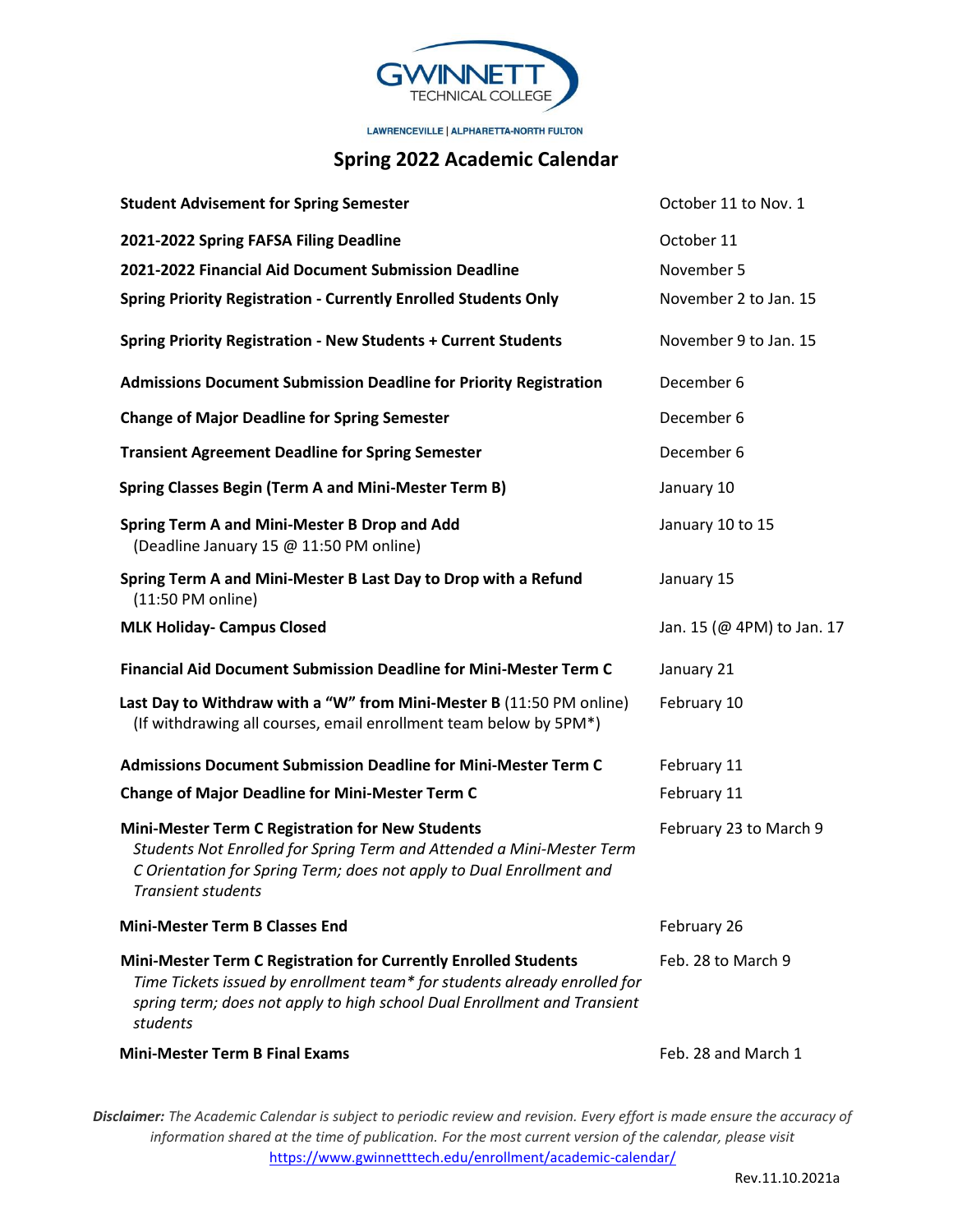GWINNETT TECHNICAL COLLEGE

LAWRENCEVILLE | ALPHARETTA-NORTH FULTON

# Spring 2022 Academic Calendar

| Event | Date |
|---|---|
| **Student Advisement for Spring Semester** | October 11 to Nov. 1 |
| **2021-2022 Spring FAFSA Filing Deadline** | October 11 |
| **2021-2022 Financial Aid Document Submission Deadline** | November 5 |
| **Spring Priority Registration - Currently Enrolled Students Only** | November 2 to Jan. 15 |
| **Spring Priority Registration - New Students + Current Students** | November 9 to Jan. 15 |
| **Admissions Document Submission Deadline for Priority Registration** | December 6 |
| **Change of Major Deadline for Spring Semester** | December 6 |
| **Transient Agreement Deadline for Spring Semester** | December 6 |
| **Spring Classes Begin (Term A and Mini-Mester Term B)** | January 10 |
| **Spring Term A and Mini-Mester B Drop and Add** (Deadline January 15 @ 11:50 PM online) | January 10 to 15 |
| **Spring Term A and Mini-Mester B Last Day to Drop with a Refund** (11:50 PM online) | January 15 |
| **MLK Holiday- Campus Closed** | Jan. 15 (@ 4PM) to Jan. 17 |
| **Financial Aid Document Submission Deadline for Mini-Mester Term C** | January 21 |
| **Last Day to Withdraw with a "W" from Mini-Mester B** (11:50 PM online) (If withdrawing all courses, email enrollment team below by 5PM*) | February 10 |
| **Admissions Document Submission Deadline for Mini-Mester Term C** | February 11 |
| **Change of Major Deadline for Mini-Mester Term C** | February 11 |
| **Mini-Mester Term C Registration for New Students** *Students Not Enrolled for Spring Term and Attended a Mini-Mester Term C Orientation for Spring Term; does not apply to Dual Enrollment and Transient students* | February 23 to March 9 |
| **Mini-Mester Term B Classes End** | February 26 |
| **Mini-Mester Term C Registration for Currently Enrolled Students** *Time Tickets issued by enrollment team* for students already enrolled for spring term; does not apply to high school Dual Enrollment and Transient students* | Feb. 28 to March 9 |
| **Mini-Mester Term B Final Exams** | Feb. 28 and March 1 |

***Disclaimer:*** *The Academic Calendar is subject to periodic review and revision. Every effort is made ensure the accuracy of information shared at the time of publication. For the most current version of the calendar, please visit* https://www.gwinnetttech.edu/enrollment/academic-calendar/

Rev.11.10.2021a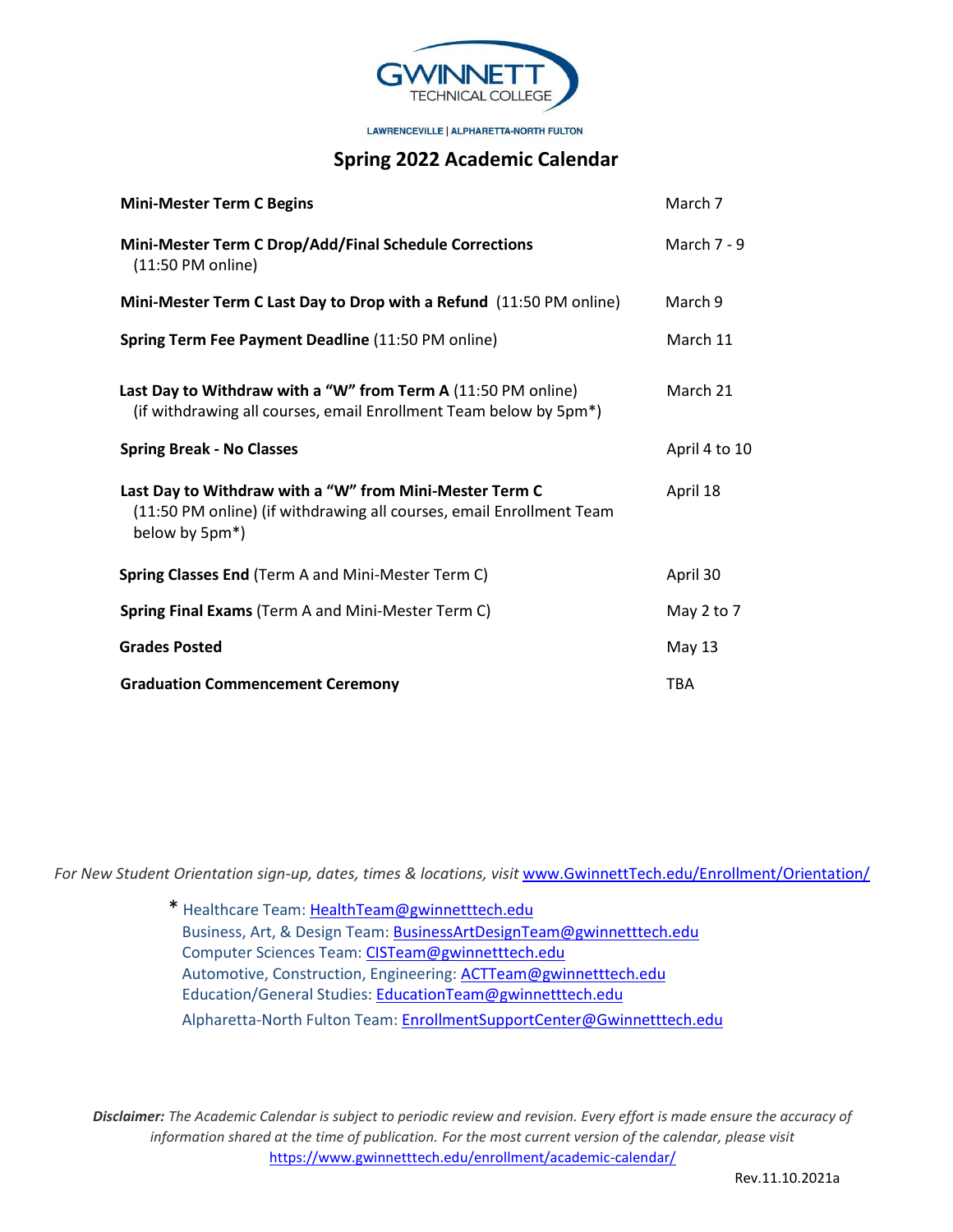GWINNETT TECHNICAL COLLEGE

LAWRENCEVILLE | ALPHARETTA-NORTH FULTON

## Spring 2022 Academic Calendar

| | |
|---|---|
| **Mini-Mester Term C Begins** | March 7 |
| **Mini-Mester Term C Drop/Add/Final Schedule Corrections** (11:50 PM online) | March 7 - 9 |
| **Mini-Mester Term C Last Day to Drop with a Refund** (11:50 PM online) | March 9 |
| **Spring Term Fee Payment Deadline** (11:50 PM online) | March 11 |
| **Last Day to Withdraw with a "W" from Term A** (11:50 PM online) (if withdrawing all courses, email Enrollment Team below by 5pm*) | March 21 |
| **Spring Break - No Classes** | April 4 to 10 |
| **Last Day to Withdraw with a "W" from Mini-Mester Term C** (11:50 PM online) (if withdrawing all courses, email Enrollment Team below by 5pm*) | April 18 |
| **Spring Classes End** (Term A and Mini-Mester Term C) | April 30 |
| **Spring Final Exams** (Term A and Mini-Mester Term C) | May 2 to 7 |
| **Grades Posted** | May 13 |
| **Graduation Commencement Ceremony** | TBA |

*For New Student Orientation sign-up, dates, times & locations, visit* www.GwinnettTech.edu/Enrollment/Orientation/

\* Healthcare Team: HealthTeam@gwinnetttech.edu
Business, Art, & Design Team: BusinessArtDesignTeam@gwinnetttech.edu
Computer Sciences Team: CISTeam@gwinnetttech.edu
Automotive, Construction, Engineering: ACTTeam@gwinnetttech.edu
Education/General Studies: EducationTeam@gwinnetttech.edu
Alpharetta-North Fulton Team: EnrollmentSupportCenter@Gwinnetttech.edu

***Disclaimer:*** *The Academic Calendar is subject to periodic review and revision. Every effort is made ensure the accuracy of information shared at the time of publication. For the most current version of the calendar, please visit* https://www.gwinnetttech.edu/enrollment/academic-calendar/

Rev.11.10.2021a